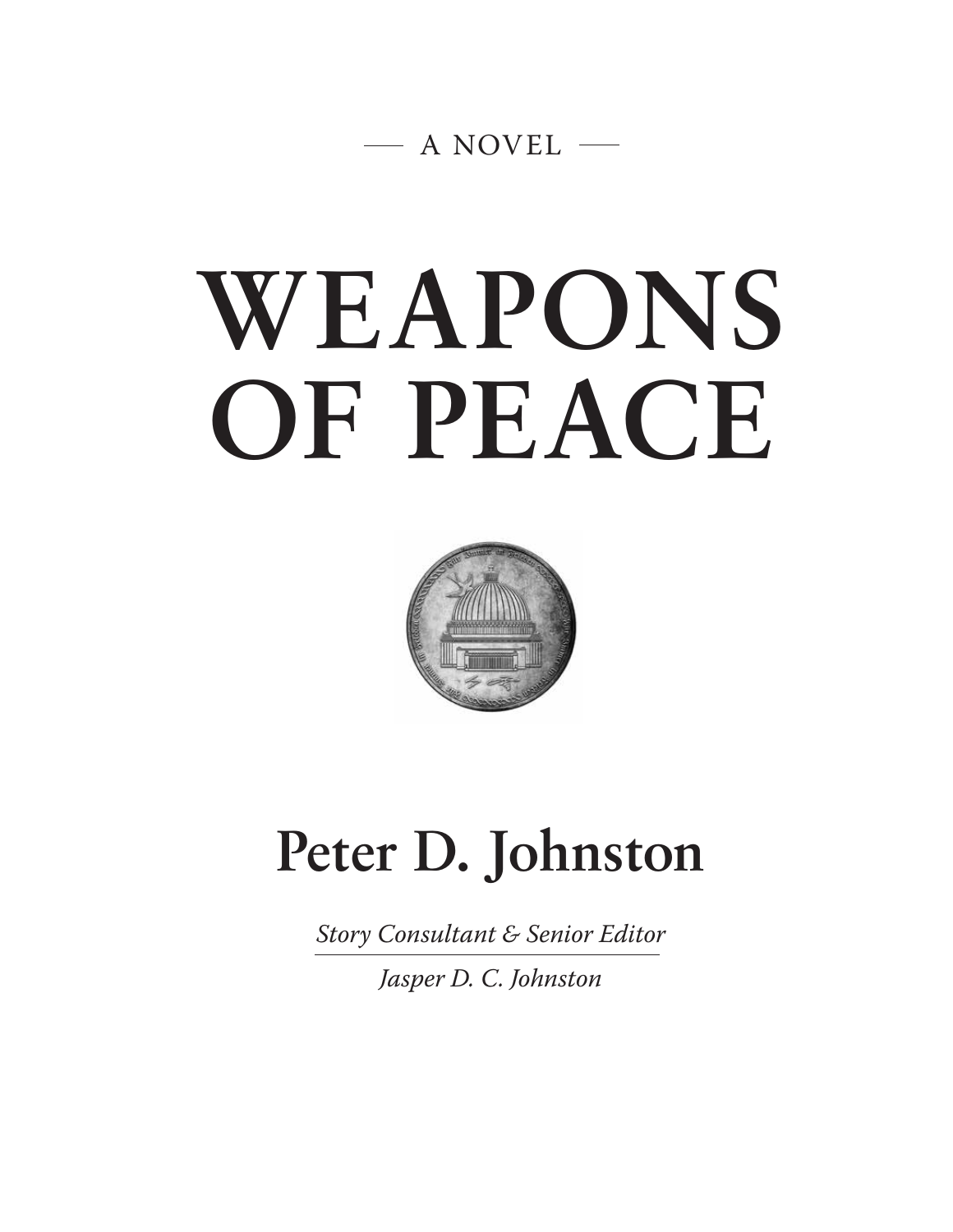— A NOVEL —

# WEAPONS OF PEACE

## Peter D. Johnston

*Story Consultant & Senior Editor*

*Jasper D. C. Johnston*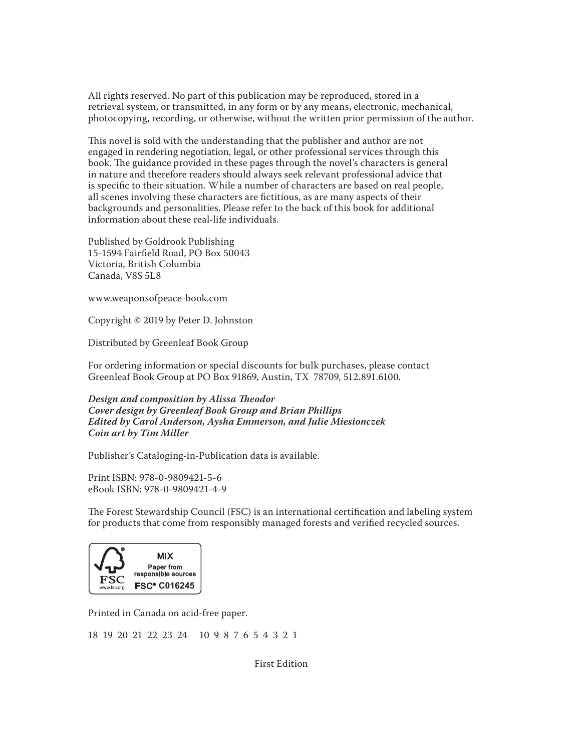All rights reserved. No part of this publication may be reproduced, stored in a retrieval system, or transmitted, in any form or by any means, electronic, mechanical, photocopying, recording, or otherwise, without the written prior permission of the author.

This novel is sold with the understanding that the publisher and author are not engaged in rendering negotiation, legal, or other professional services through this book. The guidance provided in these pages through the novel's characters is general in nature and therefore readers should always seek relevant professional advice that is specific to their situation. While a number of characters are based on real people, all scenes involving these characters are fictitious, as are many aspects of their backgrounds and personalities. Please refer to the back of this book for additional information about these real-life individuals.

Published by Goldrook Publishing
15-1594 Fairfield Road, PO Box 50043
Victoria, British Columbia
Canada, V8S 5L8

www.weaponsofpeace-book.com

Copyright © 2019 by Peter D. Johnston

Distributed by Greenleaf Book Group

For ordering information or special discounts for bulk purchases, please contact Greenleaf Book Group at PO Box 91869, Austin, TX 78709, 512.891.6100.

***Design and composition by Alissa Theodor***
***Cover design by Greenleaf Book Group and Brian Phillips***
***Edited by Carol Anderson, Aysha Emmerson, and Julie Miesionczek***
***Coin art by Tim Miller***

Publisher's Cataloging-in-Publication data is available.

Print ISBN: 978-0-9809421-5-6
eBook ISBN: 978-0-9809421-4-9

The Forest Stewardship Council (FSC) is an international certification and labeling system for products that come from responsibly managed forests and verified recycled sources.

FSC www.fsc.org MIX Paper from responsible sources FSC® C016245

Printed in Canada on acid-free paper.

18 19 20 21 22 23 24 10 9 8 7 6 5 4 3 2 1

First Edition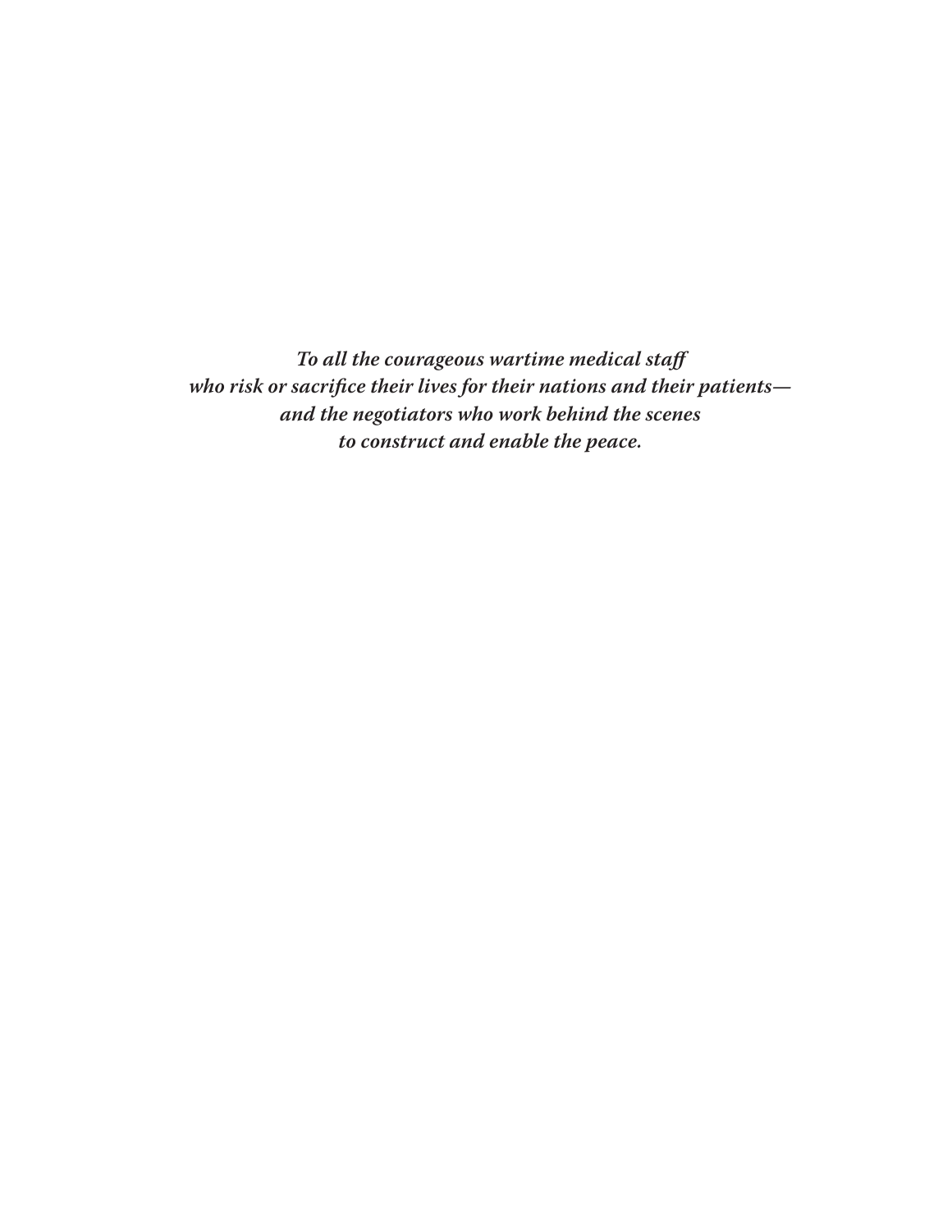*To all the courageous wartime medical staff*
*who risk or sacrifice their lives for their nations and their patients—*
*and the negotiators who work behind the scenes*
*to construct and enable the peace.*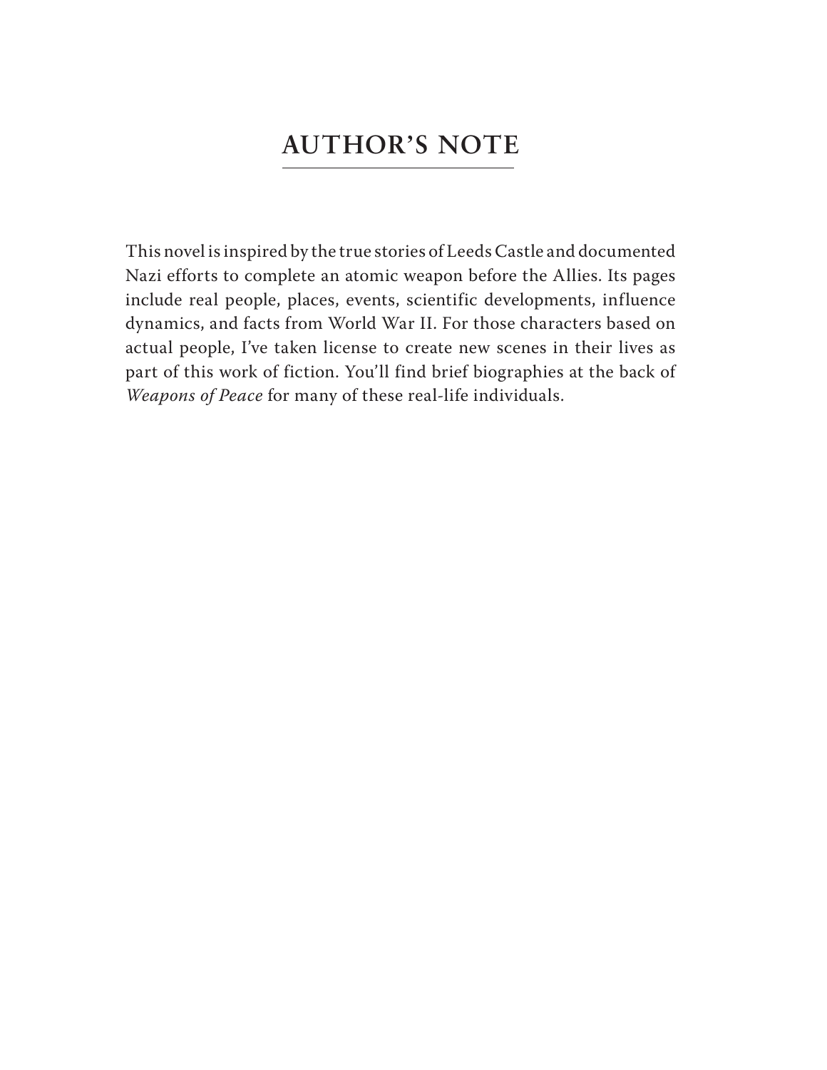# AUTHOR'S NOTE

This novel is inspired by the true stories of Leeds Castle and documented Nazi efforts to complete an atomic weapon before the Allies. Its pages include real people, places, events, scientific developments, influence dynamics, and facts from World War II. For those characters based on actual people, I've taken license to create new scenes in their lives as part of this work of fiction. You'll find brief biographies at the back of *Weapons of Peace* for many of these real-life individuals.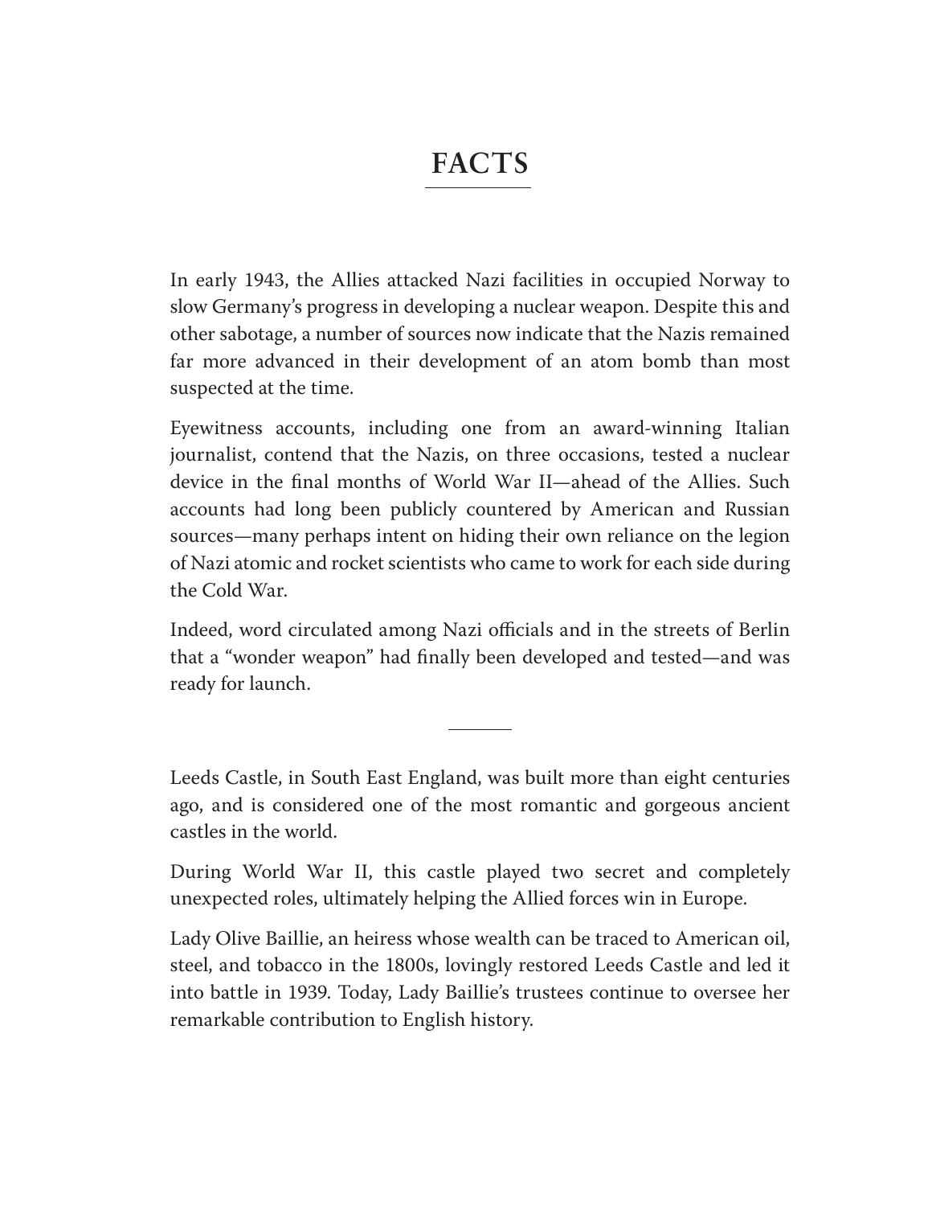# FACTS

In early 1943, the Allies attacked Nazi facilities in occupied Norway to slow Germany's progress in developing a nuclear weapon. Despite this and other sabotage, a number of sources now indicate that the Nazis remained far more advanced in their development of an atom bomb than most suspected at the time.

Eyewitness accounts, including one from an award-winning Italian journalist, contend that the Nazis, on three occasions, tested a nuclear device in the final months of World War II—ahead of the Allies. Such accounts had long been publicly countered by American and Russian sources—many perhaps intent on hiding their own reliance on the legion of Nazi atomic and rocket scientists who came to work for each side during the Cold War.

Indeed, word circulated among Nazi officials and in the streets of Berlin that a "wonder weapon" had finally been developed and tested—and was ready for launch.

---

Leeds Castle, in South East England, was built more than eight centuries ago, and is considered one of the most romantic and gorgeous ancient castles in the world.

During World War II, this castle played two secret and completely unexpected roles, ultimately helping the Allied forces win in Europe.

Lady Olive Baillie, an heiress whose wealth can be traced to American oil, steel, and tobacco in the 1800s, lovingly restored Leeds Castle and led it into battle in 1939. Today, Lady Baillie's trustees continue to oversee her remarkable contribution to English history.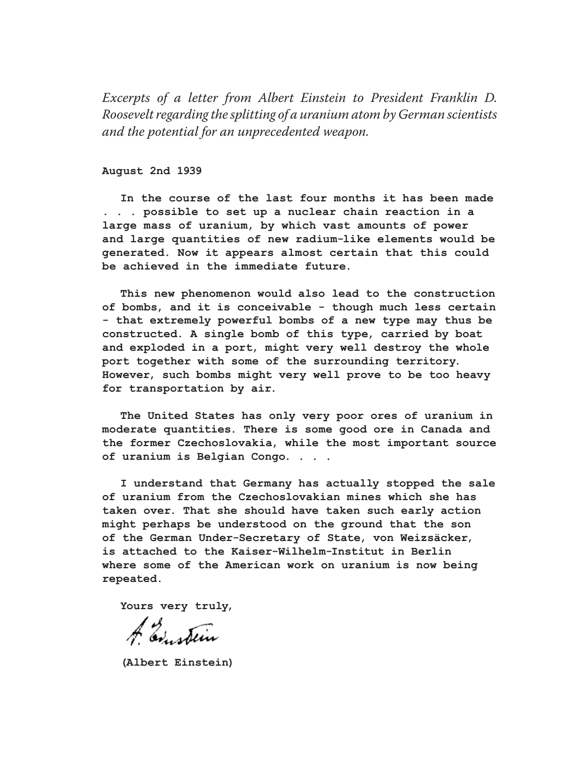*Excerpts of a letter from Albert Einstein to President Franklin D. Roosevelt regarding the splitting of a uranium atom by German scientists and the potential for an unprecedented weapon.*

**August 2nd 1939**

**In the course of the last four months it has been made . . . possible to set up a nuclear chain reaction in a large mass of uranium, by which vast amounts of power and large quantities of new radium-like elements would be generated. Now it appears almost certain that this could be achieved in the immediate future.**

**This new phenomenon would also lead to the construction of bombs, and it is conceivable - though much less certain - that extremely powerful bombs of a new type may thus be constructed. A single bomb of this type, carried by boat and exploded in a port, might very well destroy the whole port together with some of the surrounding territory. However, such bombs might very well prove to be too heavy for transportation by air.**

**The United States has only very poor ores of uranium in moderate quantities. There is some good ore in Canada and the former Czechoslovakia, while the most important source of uranium is Belgian Congo. . . .**

**I understand that Germany has actually stopped the sale of uranium from the Czechoslovakian mines which she has taken over. That she should have taken such early action might perhaps be understood on the ground that the son of the German Under-Secretary of State, von Weizsäcker, is attached to the Kaiser-Wilhelm-Institut in Berlin where some of the American work on uranium is now being repeated.**

**Yours very truly,**

A. Einstein

**(Albert Einstein)**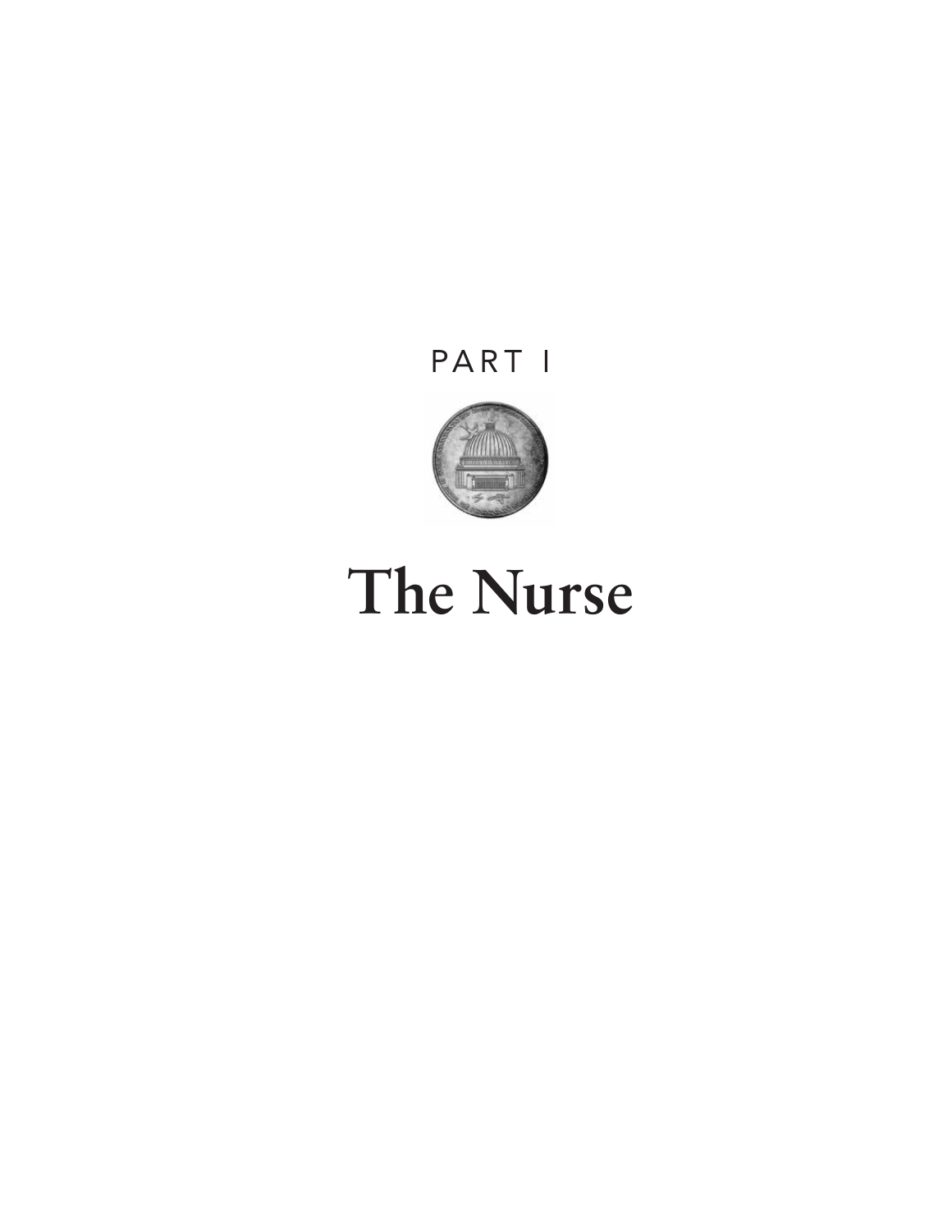PART I

# The Nurse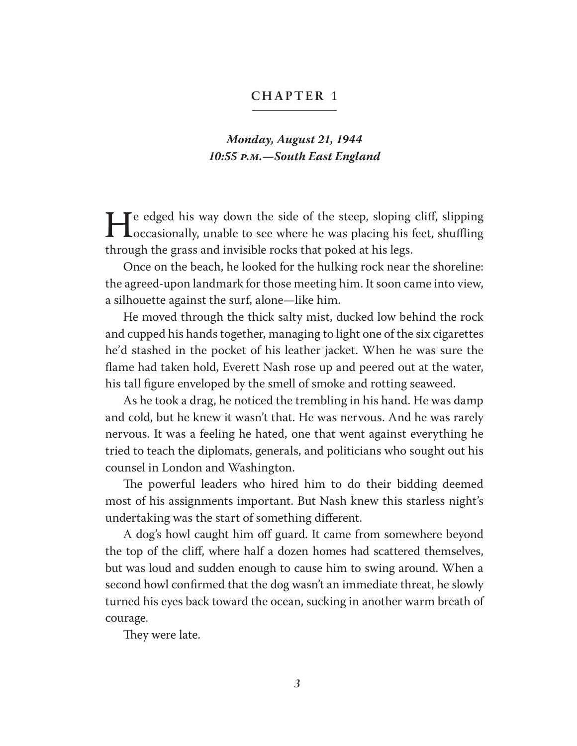# CHAPTER 1

***Monday, August 21, 1944***
***10:55 P.M.—South East England***

He edged his way down the side of the steep, sloping cliff, slipping occasionally, unable to see where he was placing his feet, shuffling through the grass and invisible rocks that poked at his legs.

Once on the beach, he looked for the hulking rock near the shoreline: the agreed-upon landmark for those meeting him. It soon came into view, a silhouette against the surf, alone—like him.

He moved through the thick salty mist, ducked low behind the rock and cupped his hands together, managing to light one of the six cigarettes he'd stashed in the pocket of his leather jacket. When he was sure the flame had taken hold, Everett Nash rose up and peered out at the water, his tall figure enveloped by the smell of smoke and rotting seaweed.

As he took a drag, he noticed the trembling in his hand. He was damp and cold, but he knew it wasn't that. He was nervous. And he was rarely nervous. It was a feeling he hated, one that went against everything he tried to teach the diplomats, generals, and politicians who sought out his counsel in London and Washington.

The powerful leaders who hired him to do their bidding deemed most of his assignments important. But Nash knew this starless night's undertaking was the start of something different.

A dog's howl caught him off guard. It came from somewhere beyond the top of the cliff, where half a dozen homes had scattered themselves, but was loud and sudden enough to cause him to swing around. When a second howl confirmed that the dog wasn't an immediate threat, he slowly turned his eyes back toward the ocean, sucking in another warm breath of courage.

They were late.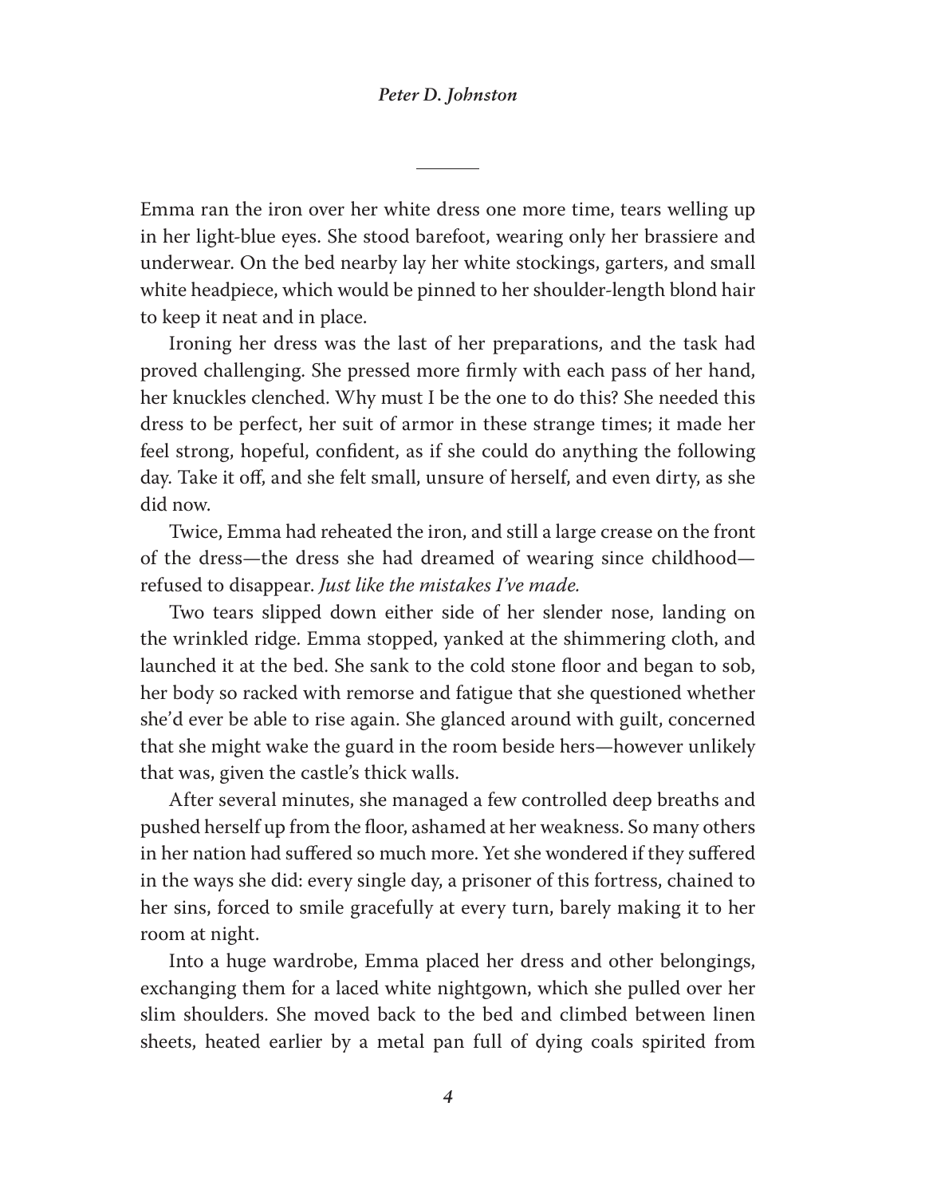Emma ran the iron over her white dress one more time, tears welling up in her light-blue eyes. She stood barefoot, wearing only her brassiere and underwear. On the bed nearby lay her white stockings, garters, and small white headpiece, which would be pinned to her shoulder-length blond hair to keep it neat and in place.

Ironing her dress was the last of her preparations, and the task had proved challenging. She pressed more firmly with each pass of her hand, her knuckles clenched. Why must I be the one to do this? She needed this dress to be perfect, her suit of armor in these strange times; it made her feel strong, hopeful, confident, as if she could do anything the following day. Take it off, and she felt small, unsure of herself, and even dirty, as she did now.

Twice, Emma had reheated the iron, and still a large crease on the front of the dress—the dress she had dreamed of wearing since childhood—refused to disappear. *Just like the mistakes I've made.*

Two tears slipped down either side of her slender nose, landing on the wrinkled ridge. Emma stopped, yanked at the shimmering cloth, and launched it at the bed. She sank to the cold stone floor and began to sob, her body so racked with remorse and fatigue that she questioned whether she'd ever be able to rise again. She glanced around with guilt, concerned that she might wake the guard in the room beside hers—however unlikely that was, given the castle's thick walls.

After several minutes, she managed a few controlled deep breaths and pushed herself up from the floor, ashamed at her weakness. So many others in her nation had suffered so much more. Yet she wondered if they suffered in the ways she did: every single day, a prisoner of this fortress, chained to her sins, forced to smile gracefully at every turn, barely making it to her room at night.

Into a huge wardrobe, Emma placed her dress and other belongings, exchanging them for a laced white nightgown, which she pulled over her slim shoulders. She moved back to the bed and climbed between linen sheets, heated earlier by a metal pan full of dying coals spirited from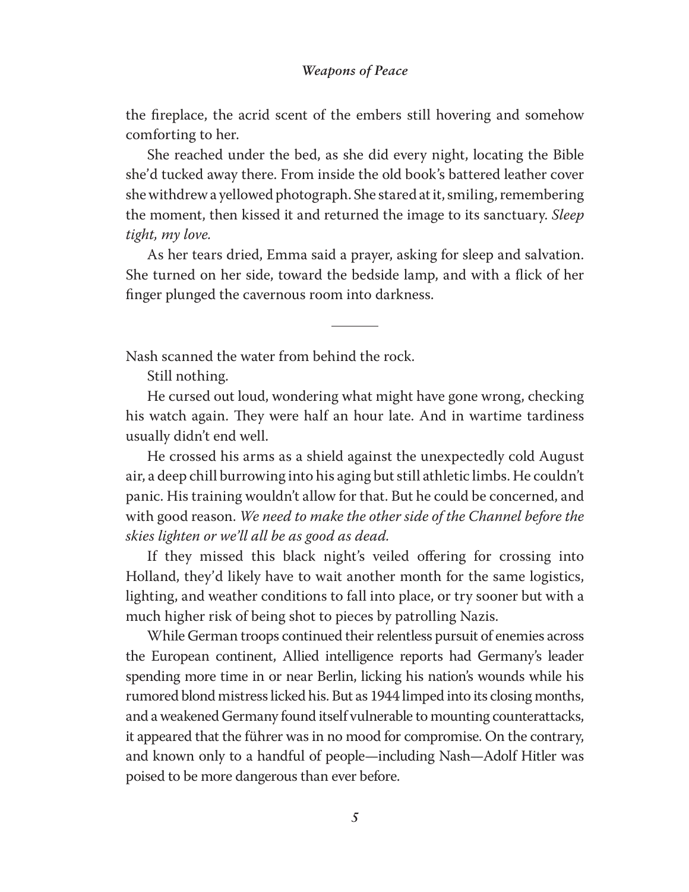the fireplace, the acrid scent of the embers still hovering and somehow comforting to her.

She reached under the bed, as she did every night, locating the Bible she'd tucked away there. From inside the old book's battered leather cover she withdrew a yellowed photograph. She stared at it, smiling, remembering the moment, then kissed it and returned the image to its sanctuary. *Sleep tight, my love.*

As her tears dried, Emma said a prayer, asking for sleep and salvation. She turned on her side, toward the bedside lamp, and with a flick of her finger plunged the cavernous room into darkness.

---

Nash scanned the water from behind the rock.

Still nothing.

He cursed out loud, wondering what might have gone wrong, checking his watch again. They were half an hour late. And in wartime tardiness usually didn't end well.

He crossed his arms as a shield against the unexpectedly cold August air, a deep chill burrowing into his aging but still athletic limbs. He couldn't panic. His training wouldn't allow for that. But he could be concerned, and with good reason. *We need to make the other side of the Channel before the skies lighten or we'll all be as good as dead.*

If they missed this black night's veiled offering for crossing into Holland, they'd likely have to wait another month for the same logistics, lighting, and weather conditions to fall into place, or try sooner but with a much higher risk of being shot to pieces by patrolling Nazis.

While German troops continued their relentless pursuit of enemies across the European continent, Allied intelligence reports had Germany's leader spending more time in or near Berlin, licking his nation's wounds while his rumored blond mistress licked his. But as 1944 limped into its closing months, and a weakened Germany found itself vulnerable to mounting counterattacks, it appeared that the führer was in no mood for compromise. On the contrary, and known only to a handful of people—including Nash—Adolf Hitler was poised to be more dangerous than ever before.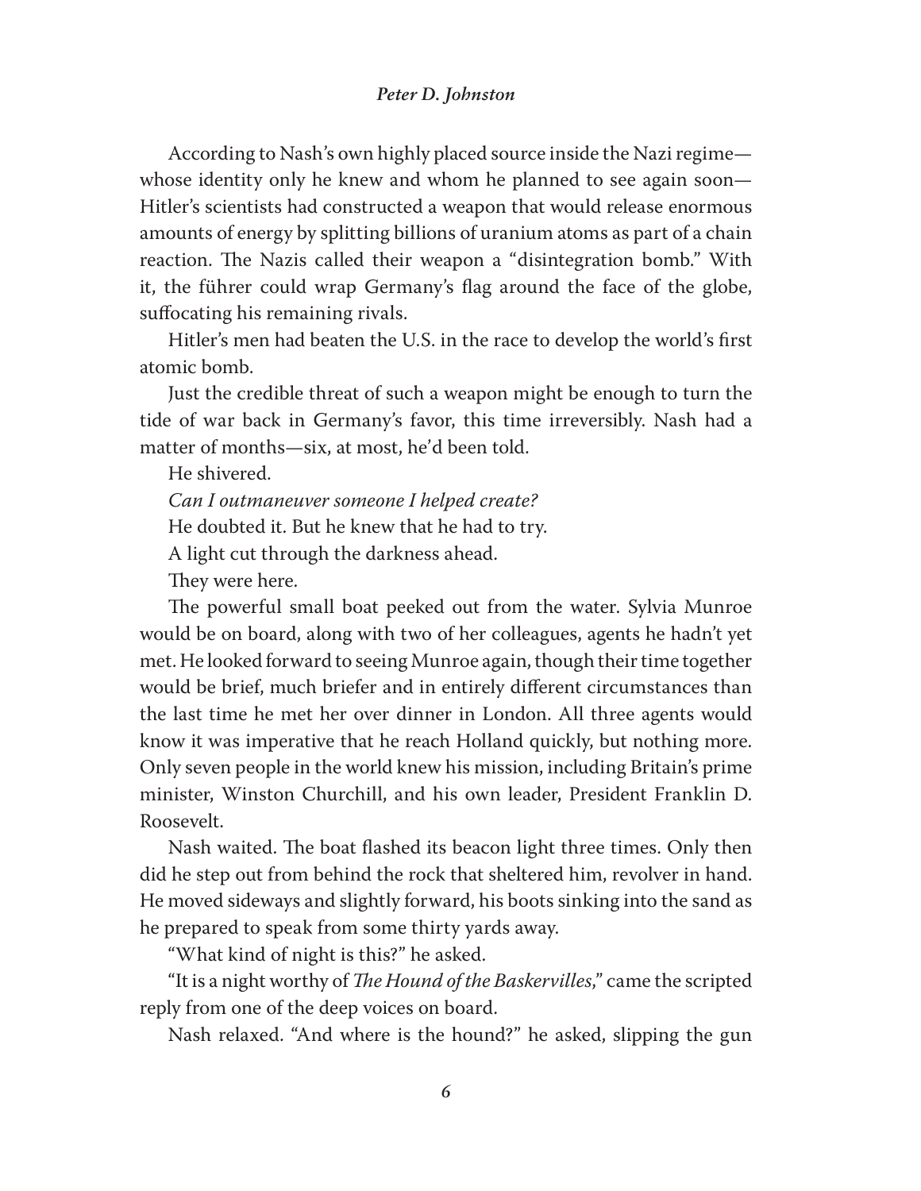According to Nash's own highly placed source inside the Nazi regime—whose identity only he knew and whom he planned to see again soon—Hitler's scientists had constructed a weapon that would release enormous amounts of energy by splitting billions of uranium atoms as part of a chain reaction. The Nazis called their weapon a "disintegration bomb." With it, the führer could wrap Germany's flag around the face of the globe, suffocating his remaining rivals.

Hitler's men had beaten the U.S. in the race to develop the world's first atomic bomb.

Just the credible threat of such a weapon might be enough to turn the tide of war back in Germany's favor, this time irreversibly. Nash had a matter of months—six, at most, he'd been told.

He shivered.

*Can I outmaneuver someone I helped create?*

He doubted it. But he knew that he had to try.

A light cut through the darkness ahead.

They were here.

The powerful small boat peeked out from the water. Sylvia Munroe would be on board, along with two of her colleagues, agents he hadn't yet met. He looked forward to seeing Munroe again, though their time together would be brief, much briefer and in entirely different circumstances than the last time he met her over dinner in London. All three agents would know it was imperative that he reach Holland quickly, but nothing more. Only seven people in the world knew his mission, including Britain's prime minister, Winston Churchill, and his own leader, President Franklin D. Roosevelt.

Nash waited. The boat flashed its beacon light three times. Only then did he step out from behind the rock that sheltered him, revolver in hand. He moved sideways and slightly forward, his boots sinking into the sand as he prepared to speak from some thirty yards away.

"What kind of night is this?" he asked.

"It is a night worthy of *The Hound of the Baskervilles*," came the scripted reply from one of the deep voices on board.

Nash relaxed. "And where is the hound?" he asked, slipping the gun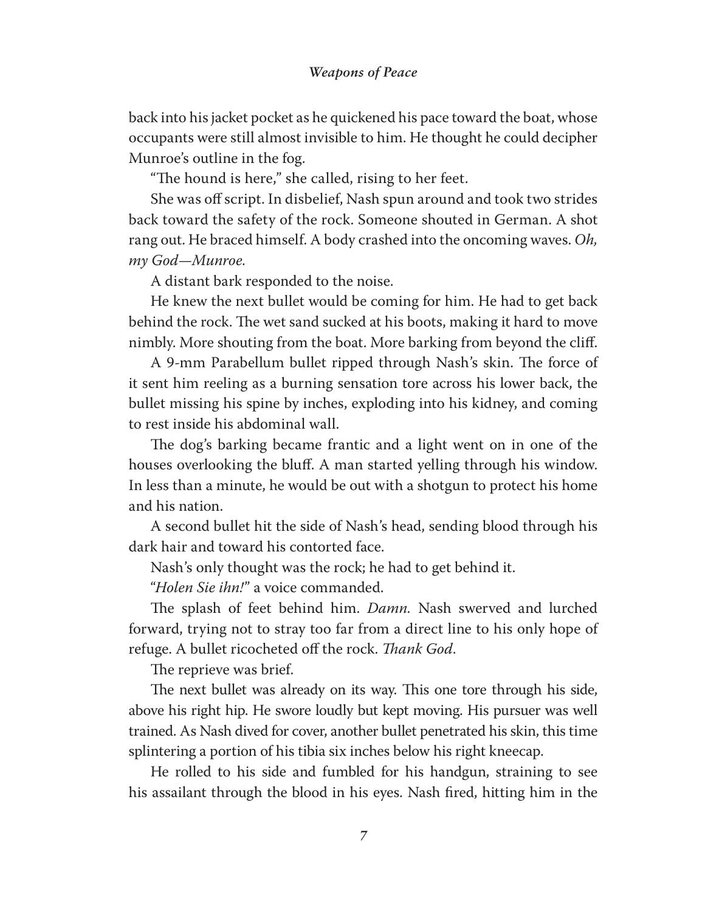back into his jacket pocket as he quickened his pace toward the boat, whose occupants were still almost invisible to him. He thought he could decipher Munroe's outline in the fog.

"The hound is here," she called, rising to her feet.

She was off script. In disbelief, Nash spun around and took two strides back toward the safety of the rock. Someone shouted in German. A shot rang out. He braced himself. A body crashed into the oncoming waves. *Oh, my God—Munroe.*

A distant bark responded to the noise.

He knew the next bullet would be coming for him. He had to get back behind the rock. The wet sand sucked at his boots, making it hard to move nimbly. More shouting from the boat. More barking from beyond the cliff.

A 9-mm Parabellum bullet ripped through Nash's skin. The force of it sent him reeling as a burning sensation tore across his lower back, the bullet missing his spine by inches, exploding into his kidney, and coming to rest inside his abdominal wall.

The dog's barking became frantic and a light went on in one of the houses overlooking the bluff. A man started yelling through his window. In less than a minute, he would be out with a shotgun to protect his home and his nation.

A second bullet hit the side of Nash's head, sending blood through his dark hair and toward his contorted face.

Nash's only thought was the rock; he had to get behind it.

"*Holen Sie ihn!*" a voice commanded.

The splash of feet behind him. *Damn.* Nash swerved and lurched forward, trying not to stray too far from a direct line to his only hope of refuge. A bullet ricocheted off the rock. *Thank God.*

The reprieve was brief.

The next bullet was already on its way. This one tore through his side, above his right hip. He swore loudly but kept moving. His pursuer was well trained. As Nash dived for cover, another bullet penetrated his skin, this time splintering a portion of his tibia six inches below his right kneecap.

He rolled to his side and fumbled for his handgun, straining to see his assailant through the blood in his eyes. Nash fired, hitting him in the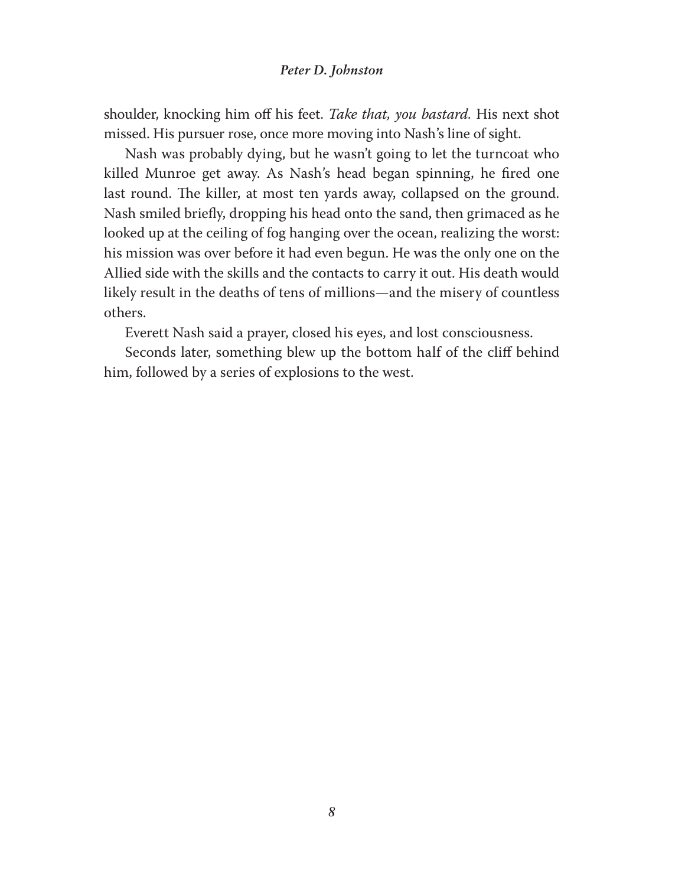shoulder, knocking him off his feet. *Take that, you bastard.* His next shot missed. His pursuer rose, once more moving into Nash's line of sight.

Nash was probably dying, but he wasn't going to let the turncoat who killed Munroe get away. As Nash's head began spinning, he fired one last round. The killer, at most ten yards away, collapsed on the ground. Nash smiled briefly, dropping his head onto the sand, then grimaced as he looked up at the ceiling of fog hanging over the ocean, realizing the worst: his mission was over before it had even begun. He was the only one on the Allied side with the skills and the contacts to carry it out. His death would likely result in the deaths of tens of millions—and the misery of countless others.

Everett Nash said a prayer, closed his eyes, and lost consciousness.

Seconds later, something blew up the bottom half of the cliff behind him, followed by a series of explosions to the west.